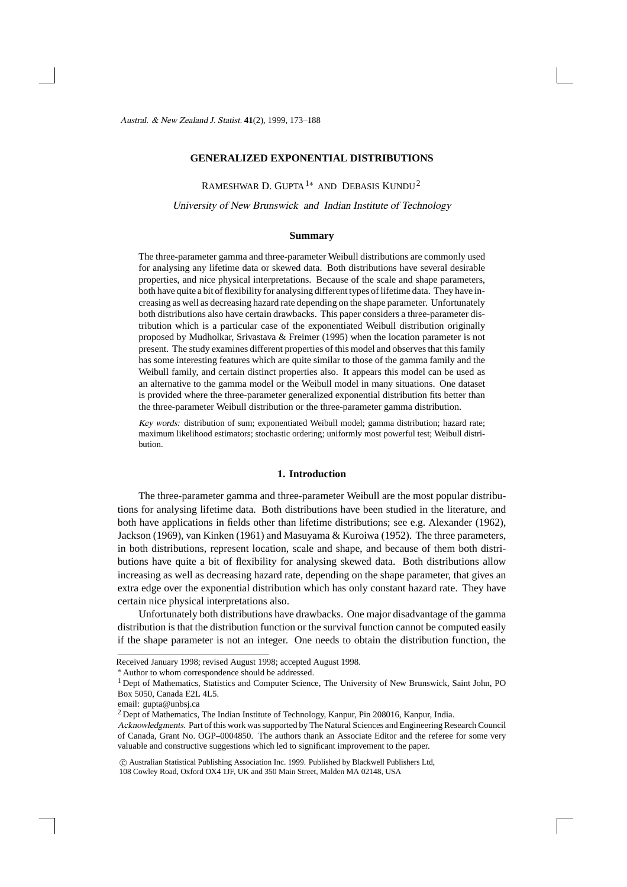# GENERALIZED EXPONENTIAL DISTRIBUTIONS

RAMESHWAR D. GUPTA[1]* AND DEBASIS KUNDU[2]

*University of New Brunswick and Indian Institute of Technology*

## Summary

The three-parameter gamma and three-parameter Weibull distributions are commonly used for analysing any lifetime data or skewed data. Both distributions have several desirable properties, and nice physical interpretations. Because of the scale and shape parameters, both have quite a bit of flexibility for analysing different types of lifetime data. They have increasing as well as decreasing hazard rate depending on the shape parameter. Unfortunately both distributions also have certain drawbacks. This paper considers a three-parameter distribution which is a particular case of the exponentiated Weibull distribution originally proposed by Mudholkar, Srivastava & Freimer (1995) when the location parameter is not present. The study examines different properties of this model and observes that this family has some interesting features which are quite similar to those of the gamma family and the Weibull family, and certain distinct properties also. It appears this model can be used as an alternative to the gamma model or the Weibull model in many situations. One dataset is provided where the three-parameter generalized exponential distribution fits better than the three-parameter Weibull distribution or the three-parameter gamma distribution.

*Key words:* distribution of sum; exponentiated Weibull model; gamma distribution; hazard rate; maximum likelihood estimators; stochastic ordering; uniformly most powerful test; Weibull distribution.

## 1. Introduction

The three-parameter gamma and three-parameter Weibull are the most popular distributions for analysing lifetime data. Both distributions have been studied in the literature, and both have applications in fields other than lifetime distributions; see e.g. Alexander (1962), Jackson (1969), van Kinken (1961) and Masuyama & Kuroiwa (1952). The three parameters, in both distributions, represent location, scale and shape, and because of them both distributions have quite a bit of flexibility for analysing skewed data. Both distributions allow increasing as well as decreasing hazard rate, depending on the shape parameter, that gives an extra edge over the exponential distribution which has only constant hazard rate. They have certain nice physical interpretations also.

Unfortunately both distributions have drawbacks. One major disadvantage of the gamma distribution is that the distribution function or the survival function cannot be computed easily if the shape parameter is not an integer. One needs to obtain the distribution function, the

---

Received January 1998; revised August 1998; accepted August 1998.

* Author to whom correspondence should be addressed.

[1] Dept of Mathematics, Statistics and Computer Science, The University of New Brunswick, Saint John, PO Box 5050, Canada E2L 4L5.

email: gupta@unbsj.ca

[2] Dept of Mathematics, The Indian Institute of Technology, Kanpur, Pin 208016, Kanpur, India.

*Acknowledgments.* Part of this work was supported by The Natural Sciences and Engineering Research Council of Canada, Grant No. OGP–0004850. The authors thank an Associate Editor and the referee for some very valuable and constructive suggestions which led to significant improvement to the paper.

© Australian Statistical Publishing Association Inc. 1999. Published by Blackwell Publishers Ltd, 108 Cowley Road, Oxford OX4 1JF, UK and 350 Main Street, Malden MA 02148, USA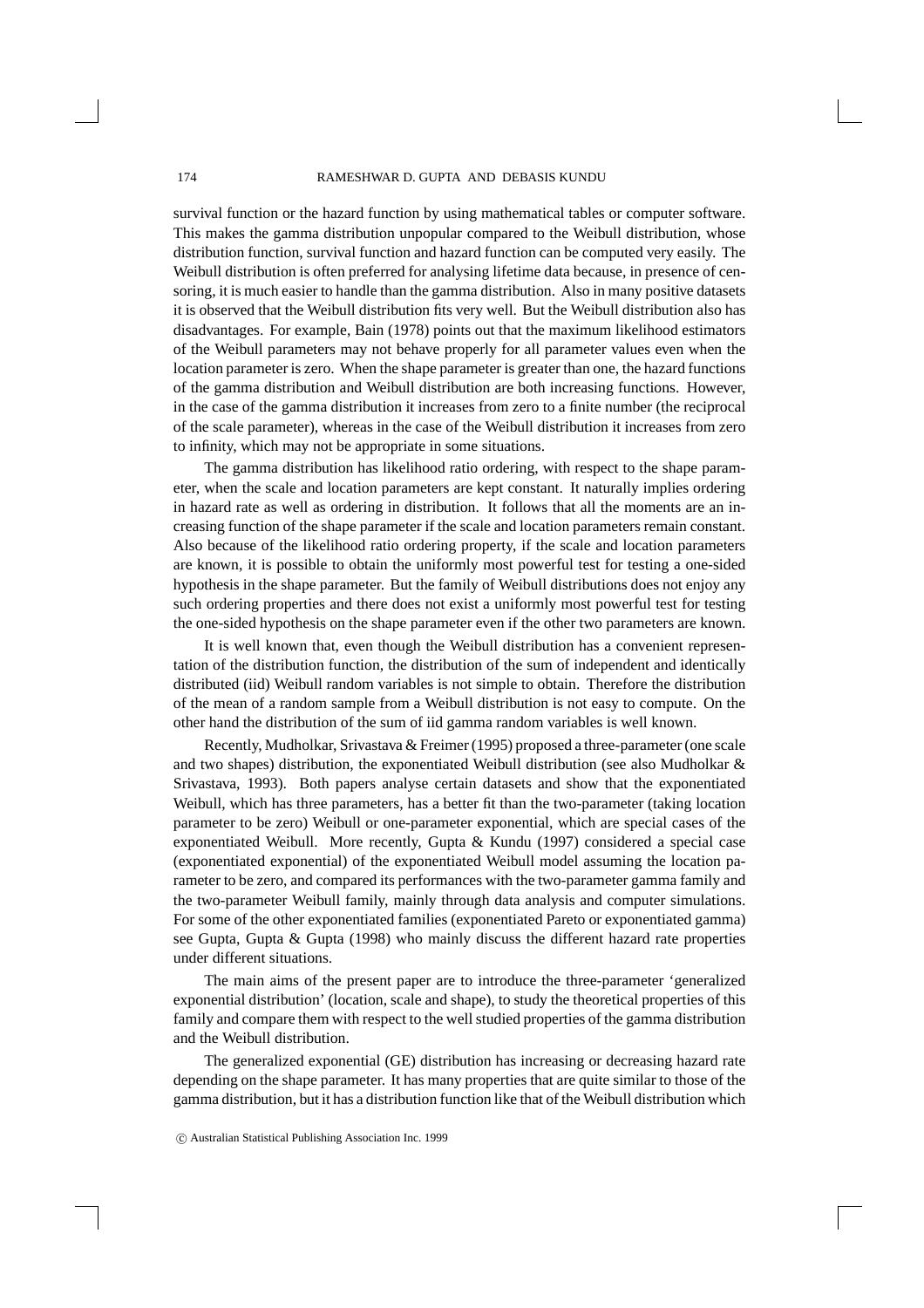survival function or the hazard function by using mathematical tables or computer software. This makes the gamma distribution unpopular compared to the Weibull distribution, whose distribution function, survival function and hazard function can be computed very easily. The Weibull distribution is often preferred for analysing lifetime data because, in presence of censoring, it is much easier to handle than the gamma distribution. Also in many positive datasets it is observed that the Weibull distribution fits very well. But the Weibull distribution also has disadvantages. For example, Bain (1978) points out that the maximum likelihood estimators of the Weibull parameters may not behave properly for all parameter values even when the location parameter is zero. When the shape parameter is greater than one, the hazard functions of the gamma distribution and Weibull distribution are both increasing functions. However, in the case of the gamma distribution it increases from zero to a finite number (the reciprocal of the scale parameter), whereas in the case of the Weibull distribution it increases from zero to infinity, which may not be appropriate in some situations.

The gamma distribution has likelihood ratio ordering, with respect to the shape parameter, when the scale and location parameters are kept constant. It naturally implies ordering in hazard rate as well as ordering in distribution. It follows that all the moments are an increasing function of the shape parameter if the scale and location parameters remain constant. Also because of the likelihood ratio ordering property, if the scale and location parameters are known, it is possible to obtain the uniformly most powerful test for testing a one-sided hypothesis in the shape parameter. But the family of Weibull distributions does not enjoy any such ordering properties and there does not exist a uniformly most powerful test for testing the one-sided hypothesis on the shape parameter even if the other two parameters are known.

It is well known that, even though the Weibull distribution has a convenient representation of the distribution function, the distribution of the sum of independent and identically distributed (iid) Weibull random variables is not simple to obtain. Therefore the distribution of the mean of a random sample from a Weibull distribution is not easy to compute. On the other hand the distribution of the sum of iid gamma random variables is well known.

Recently, Mudholkar, Srivastava & Freimer (1995) proposed a three-parameter (one scale and two shapes) distribution, the exponentiated Weibull distribution (see also Mudholkar & Srivastava, 1993). Both papers analyse certain datasets and show that the exponentiated Weibull, which has three parameters, has a better fit than the two-parameter (taking location parameter to be zero) Weibull or one-parameter exponential, which are special cases of the exponentiated Weibull. More recently, Gupta & Kundu (1997) considered a special case (exponentiated exponential) of the exponentiated Weibull model assuming the location parameter to be zero, and compared its performances with the two-parameter gamma family and the two-parameter Weibull family, mainly through data analysis and computer simulations. For some of the other exponentiated families (exponentiated Pareto or exponentiated gamma) see Gupta, Gupta & Gupta (1998) who mainly discuss the different hazard rate properties under different situations.

The main aims of the present paper are to introduce the three-parameter 'generalized exponential distribution' (location, scale and shape), to study the theoretical properties of this family and compare them with respect to the well studied properties of the gamma distribution and the Weibull distribution.

The generalized exponential (GE) distribution has increasing or decreasing hazard rate depending on the shape parameter. It has many properties that are quite similar to those of the gamma distribution, but it has a distribution function like that of the Weibull distribution which

© Australian Statistical Publishing Association Inc. 1999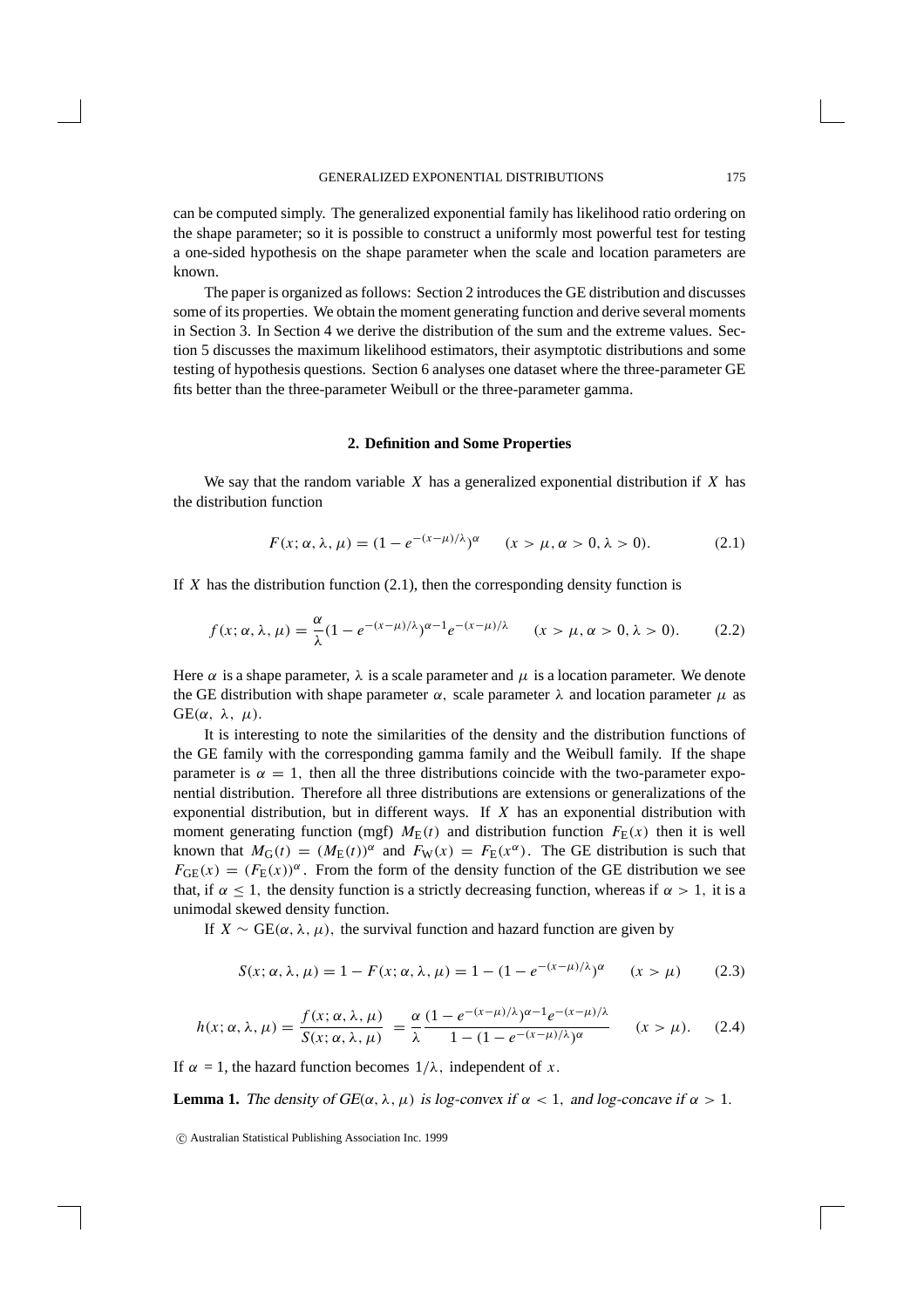can be computed simply. The generalized exponential family has likelihood ratio ordering on the shape parameter; so it is possible to construct a uniformly most powerful test for testing a one-sided hypothesis on the shape parameter when the scale and location parameters are known.

The paper is organized as follows: Section 2 introduces the GE distribution and discusses some of its properties. We obtain the moment generating function and derive several moments in Section 3. In Section 4 we derive the distribution of the sum and the extreme values. Section 5 discusses the maximum likelihood estimators, their asymptotic distributions and some testing of hypothesis questions. Section 6 analyses one dataset where the three-parameter GE fits better than the three-parameter Weibull or the three-parameter gamma.

## 2. Definition and Some Properties

We say that the random variable $X$ has a generalized exponential distribution if $X$ has the distribution function

$$F(x;\alpha,\lambda,\mu) = (1 - e^{-(x-\mu)/\lambda})^{\alpha} \qquad (x > \mu, \alpha > 0, \lambda > 0). \tag{2.1}$$

If $X$ has the distribution function (2.1), then the corresponding density function is

$$f(x;\alpha,\lambda,\mu) = \frac{\alpha}{\lambda}(1 - e^{-(x-\mu)/\lambda})^{\alpha-1} e^{-(x-\mu)/\lambda} \qquad (x > \mu, \alpha > 0, \lambda > 0). \tag{2.2}$$

Here $\alpha$ is a shape parameter, $\lambda$ is a scale parameter and $\mu$ is a location parameter. We denote the GE distribution with shape parameter $\alpha$, scale parameter $\lambda$ and location parameter $\mu$ as $\mathrm{GE}(\alpha,\ \lambda,\ \mu)$.

It is interesting to note the similarities of the density and the distribution functions of the GE family with the corresponding gamma family and the Weibull family. If the shape parameter is $\alpha = 1$, then all the three distributions coincide with the two-parameter exponential distribution. Therefore all three distributions are extensions or generalizations of the exponential distribution, but in different ways. If $X$ has an exponential distribution with moment generating function (mgf) $M_{\mathrm{E}}(t)$ and distribution function $F_{\mathrm{E}}(x)$ then it is well known that $M_{\mathrm{G}}(t) = (M_{\mathrm{E}}(t))^{\alpha}$ and $F_{\mathrm{W}}(x) = F_{\mathrm{E}}(x^{\alpha})$. The GE distribution is such that $F_{\mathrm{GE}}(x) = (F_{\mathrm{E}}(x))^{\alpha}$. From the form of the density function of the GE distribution we see that, if $\alpha \leq 1$, the density function is a strictly decreasing function, whereas if $\alpha > 1$, it is a unimodal skewed density function.

If $X \sim \mathrm{GE}(\alpha, \lambda, \mu)$, the survival function and hazard function are given by

$$S(x;\alpha,\lambda,\mu) = 1 - F(x;\alpha,\lambda,\mu) = 1 - (1 - e^{-(x-\mu)/\lambda})^{\alpha} \qquad (x > \mu) \tag{2.3}$$

$$h(x;\alpha,\lambda,\mu) = \frac{f(x;\alpha,\lambda,\mu)}{S(x;\alpha,\lambda,\mu)} = \frac{\alpha}{\lambda}\frac{(1 - e^{-(x-\mu)/\lambda})^{\alpha-1} e^{-(x-\mu)/\lambda}}{1 - (1 - e^{-(x-\mu)/\lambda})^{\alpha}} \qquad (x > \mu). \tag{2.4}$$

If $\alpha = 1$, the hazard function becomes $1/\lambda$, independent of $x$.

**Lemma 1.** *The density of* $\mathrm{GE}(\alpha, \lambda, \mu)$ *is log-convex if* $\alpha < 1$, *and log-concave if* $\alpha > 1$.

© Australian Statistical Publishing Association Inc. 1999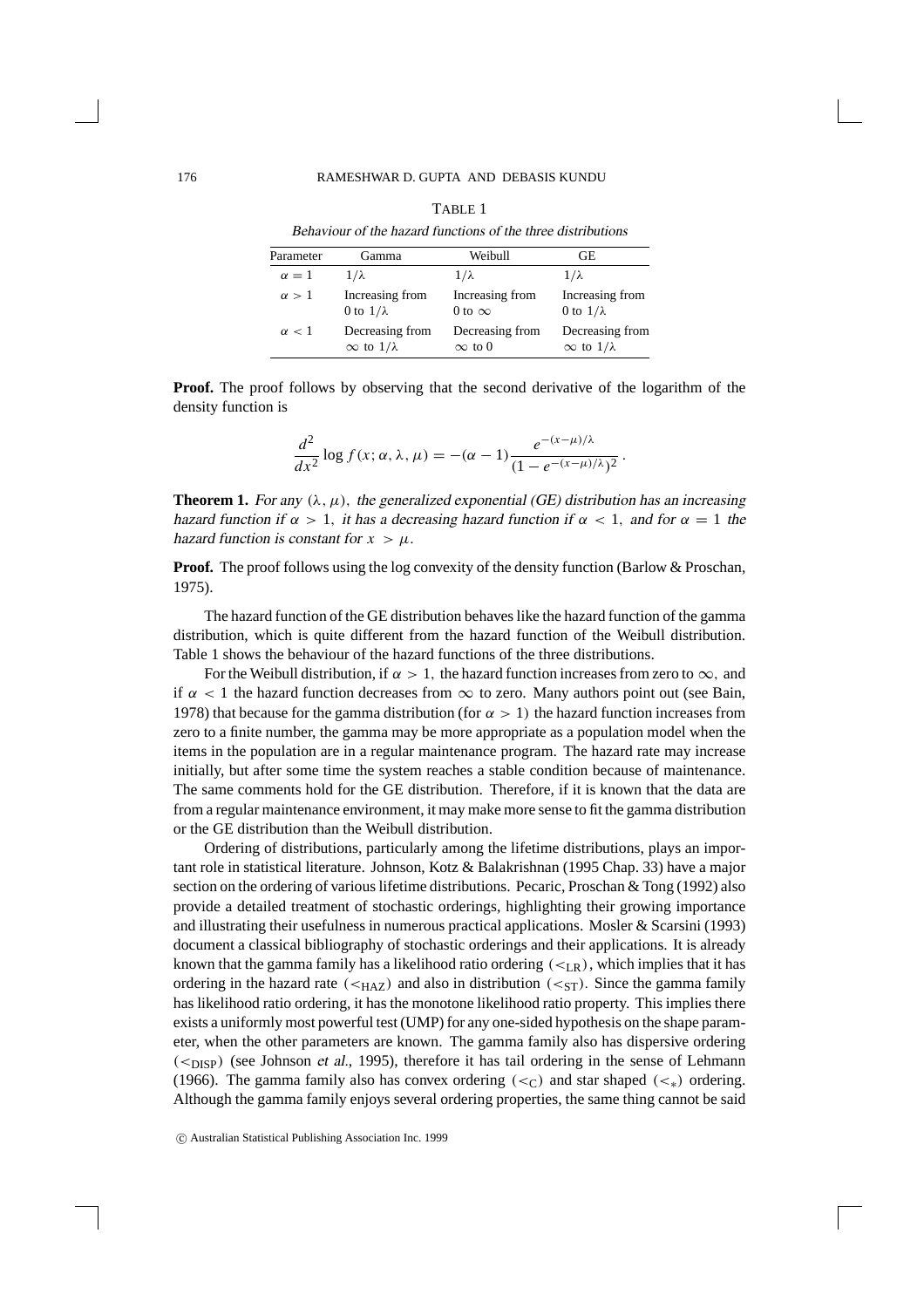TABLE 1

*Behaviour of the hazard functions of the three distributions*

| Parameter | Gamma | Weibull | GE |
|---|---|---|---|
| $\alpha = 1$ | $1/\lambda$ | $1/\lambda$ | $1/\lambda$ |
| $\alpha > 1$ | Increasing from 0 to $1/\lambda$ | Increasing from 0 to $\infty$ | Increasing from 0 to $1/\lambda$ |
| $\alpha < 1$ | Decreasing from $\infty$ to $1/\lambda$ | Decreasing from $\infty$ to 0 | Decreasing from $\infty$ to $1/\lambda$ |

**Proof.** The proof follows by observing that the second derivative of the logarithm of the density function is

$$\frac{d^2}{dx^2} \log f(x; \alpha, \lambda, \mu) = -(\alpha - 1) \frac{e^{-(x-\mu)/\lambda}}{(1 - e^{-(x-\mu)/\lambda})^2} .$$

**Theorem 1.** *For any $(\lambda, \mu)$, the generalized exponential (GE) distribution has an increasing hazard function if $\alpha > 1$, it has a decreasing hazard function if $\alpha < 1$, and for $\alpha = 1$ the hazard function is constant for $x > \mu$.*

**Proof.** The proof follows using the log convexity of the density function (Barlow & Proschan, 1975).

The hazard function of the GE distribution behaves like the hazard function of the gamma distribution, which is quite different from the hazard function of the Weibull distribution. Table 1 shows the behaviour of the hazard functions of the three distributions.

For the Weibull distribution, if $\alpha > 1$, the hazard function increases from zero to $\infty$, and if $\alpha < 1$ the hazard function decreases from $\infty$ to zero. Many authors point out (see Bain, 1978) that because for the gamma distribution (for $\alpha > 1$) the hazard function increases from zero to a finite number, the gamma may be more appropriate as a population model when the items in the population are in a regular maintenance program. The hazard rate may increase initially, but after some time the system reaches a stable condition because of maintenance. The same comments hold for the GE distribution. Therefore, if it is known that the data are from a regular maintenance environment, it may make more sense to fit the gamma distribution or the GE distribution than the Weibull distribution.

Ordering of distributions, particularly among the lifetime distributions, plays an important role in statistical literature. Johnson, Kotz & Balakrishnan (1995 Chap. 33) have a major section on the ordering of various lifetime distributions. Pecaric, Proschan & Tong (1992) also provide a detailed treatment of stochastic orderings, highlighting their growing importance and illustrating their usefulness in numerous practical applications. Mosler & Scarsini (1993) document a classical bibliography of stochastic orderings and their applications. It is already known that the gamma family has a likelihood ratio ordering ($<_{\mathrm{LR}}$), which implies that it has ordering in the hazard rate ($<_{\mathrm{HAZ}}$) and also in distribution ($<_{\mathrm{ST}}$). Since the gamma family has likelihood ratio ordering, it has the monotone likelihood ratio property. This implies there exists a uniformly most powerful test (UMP) for any one-sided hypothesis on the shape parameter, when the other parameters are known. The gamma family also has dispersive ordering ($<_{\mathrm{DISP}}$) (see Johnson *et al.*, 1995), therefore it has tail ordering in the sense of Lehmann (1966). The gamma family also has convex ordering ($<_{\mathrm{C}}$) and star shaped ($<_{*}$) ordering. Although the gamma family enjoys several ordering properties, the same thing cannot be said

© Australian Statistical Publishing Association Inc. 1999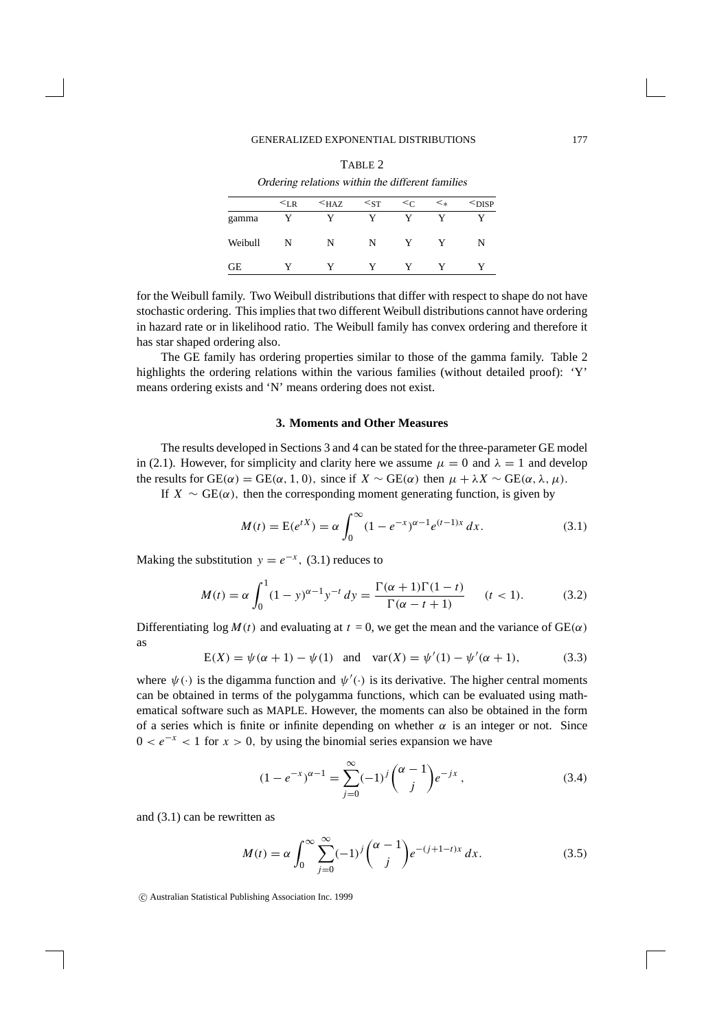TABLE 2

*Ordering relations within the different families*

| | $<_{\text{LR}}$ | $<_{\text{HAZ}}$ | $<_{\text{ST}}$ | $<_{\text{C}}$ | $<_{*}$ | $<_{\text{DISP}}$ |
|---|---|---|---|---|---|---|
| gamma | Y | Y | Y | Y | Y | Y |
| Weibull | N | N | N | Y | Y | N |
| GE | Y | Y | Y | Y | Y | Y |

for the Weibull family. Two Weibull distributions that differ with respect to shape do not have stochastic ordering. This implies that two different Weibull distributions cannot have ordering in hazard rate or in likelihood ratio. The Weibull family has convex ordering and therefore it has star shaped ordering also.

The GE family has ordering properties similar to those of the gamma family. Table 2 highlights the ordering relations within the various families (without detailed proof): 'Y' means ordering exists and 'N' means ordering does not exist.

## 3. Moments and Other Measures

The results developed in Sections 3 and 4 can be stated for the three-parameter GE model in (2.1). However, for simplicity and clarity here we assume $\mu = 0$ and $\lambda = 1$ and develop the results for $\text{GE}(\alpha) = \text{GE}(\alpha, 1, 0)$, since if $X \sim \text{GE}(\alpha)$ then $\mu + \lambda X \sim \text{GE}(\alpha, \lambda, \mu)$.

If $X \sim \text{GE}(\alpha)$, then the corresponding moment generating function, is given by

$$M(t) = \text{E}(e^{tX}) = \alpha \int_0^\infty (1 - e^{-x})^{\alpha-1} e^{(t-1)x}\, dx. \tag{3.1}$$

Making the substitution $y = e^{-x}$, (3.1) reduces to

$$M(t) = \alpha \int_0^1 (1 - y)^{\alpha-1} y^{-t}\, dy = \frac{\Gamma(\alpha + 1)\Gamma(1 - t)}{\Gamma(\alpha - t + 1)} \qquad (t < 1). \tag{3.2}$$

Differentiating $\log M(t)$ and evaluating at $t = 0$, we get the mean and the variance of $\text{GE}(\alpha)$ as

$$\text{E}(X) = \psi(\alpha + 1) - \psi(1) \quad \text{and} \quad \text{var}(X) = \psi'(1) - \psi'(\alpha + 1), \tag{3.3}$$

where $\psi(\cdot)$ is the digamma function and $\psi'(\cdot)$ is its derivative. The higher central moments can be obtained in terms of the polygamma functions, which can be evaluated using mathematical software such as MAPLE. However, the moments can also be obtained in the form of a series which is finite or infinite depending on whether $\alpha$ is an integer or not. Since $0 < e^{-x} < 1$ for $x > 0$, by using the binomial series expansion we have

$$(1 - e^{-x})^{\alpha-1} = \sum_{j=0}^{\infty} (-1)^j \binom{\alpha - 1}{j} e^{-jx}, \tag{3.4}$$

and (3.1) can be rewritten as

$$M(t) = \alpha \int_0^\infty \sum_{j=0}^{\infty} (-1)^j \binom{\alpha - 1}{j} e^{-(j+1-t)x}\, dx. \tag{3.5}$$

© Australian Statistical Publishing Association Inc. 1999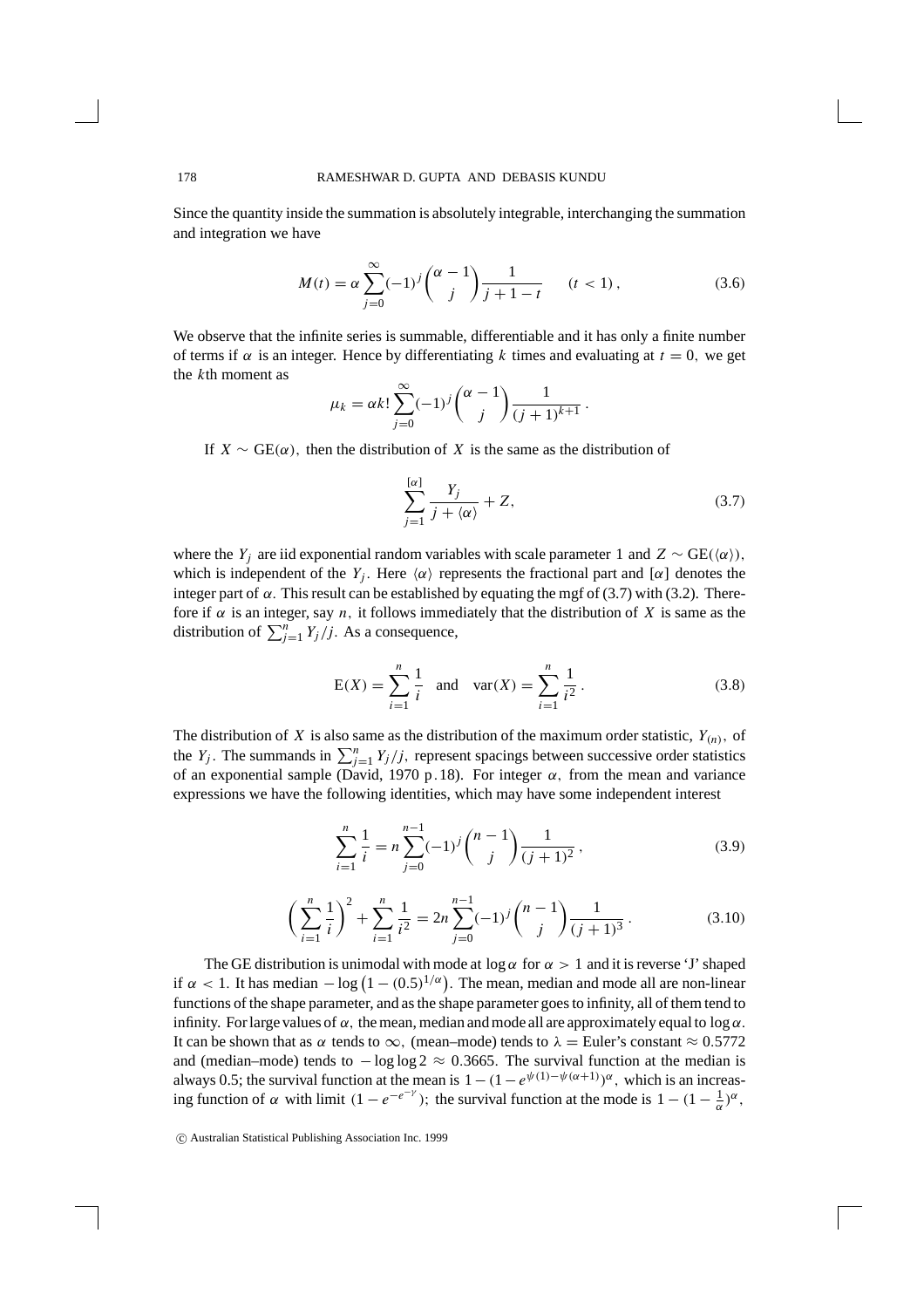Since the quantity inside the summation is absolutely integrable, interchanging the summation and integration we have

$$M(t) = \alpha \sum_{j=0}^{\infty} (-1)^j \binom{\alpha-1}{j} \frac{1}{j+1-t} \qquad (t<1)\,, \tag{3.6}$$

We observe that the infinite series is summable, differentiable and it has only a finite number of terms if $\alpha$ is an integer. Hence by differentiating $k$ times and evaluating at $t=0$, we get the $k$th moment as

$$\mu_k = \alpha k! \sum_{j=0}^{\infty} (-1)^j \binom{\alpha-1}{j} \frac{1}{(j+1)^{k+1}}\,.$$

If $X \sim \mathrm{GE}(\alpha)$, then the distribution of $X$ is the same as the distribution of

$$\sum_{j=1}^{[\alpha]} \frac{Y_j}{j+\langle\alpha\rangle} + Z, \tag{3.7}$$

where the $Y_j$ are iid exponential random variables with scale parameter 1 and $Z \sim \mathrm{GE}(\langle\alpha\rangle)$, which is independent of the $Y_j$. Here $\langle\alpha\rangle$ represents the fractional part and $[\alpha]$ denotes the integer part of $\alpha$. This result can be established by equating the mgf of (3.7) with (3.2). Therefore if $\alpha$ is an integer, say $n$, it follows immediately that the distribution of $X$ is same as the distribution of $\sum_{j=1}^{n} Y_j/j$. As a consequence,

$$\mathrm{E}(X) = \sum_{i=1}^{n} \frac{1}{i} \quad \text{and} \quad \mathrm{var}(X) = \sum_{i=1}^{n} \frac{1}{i^2}\,. \tag{3.8}$$

The distribution of $X$ is also same as the distribution of the maximum order statistic, $Y_{(n)}$, of the $Y_j$. The summands in $\sum_{j=1}^{n} Y_j/j$, represent spacings between successive order statistics of an exponential sample (David, 1970 p.18). For integer $\alpha$, from the mean and variance expressions we have the following identities, which may have some independent interest

$$\sum_{i=1}^{n} \frac{1}{i} = n \sum_{j=0}^{n-1} (-1)^j \binom{n-1}{j} \frac{1}{(j+1)^2}\,, \tag{3.9}$$

$$\left(\sum_{i=1}^{n} \frac{1}{i}\right)^2 + \sum_{i=1}^{n} \frac{1}{i^2} = 2n \sum_{j=0}^{n-1} (-1)^j \binom{n-1}{j} \frac{1}{(j+1)^3}\,. \tag{3.10}$$

The GE distribution is unimodal with mode at $\log\alpha$ for $\alpha > 1$ and it is reverse 'J' shaped if $\alpha < 1$. It has median $-\log\left(1-(0.5)^{1/\alpha}\right)$. The mean, median and mode all are non-linear functions of the shape parameter, and as the shape parameter goes to infinity, all of them tend to infinity. For large values of $\alpha$, the mean, median and mode all are approximately equal to $\log\alpha$. It can be shown that as $\alpha$ tends to $\infty$, (mean–mode) tends to $\lambda =$ Euler's constant $\approx 0.5772$ and (median–mode) tends to $-\log\log 2 \approx 0.3665$. The survival function at the median is always 0.5; the survival function at the mean is $1-(1-e^{\psi(1)-\psi(\alpha+1)})^{\alpha}$, which is an increasing function of $\alpha$ with limit $(1-e^{-e^{-\gamma}})$; the survival function at the mode is $1-(1-\frac{1}{\alpha})^{\alpha}$,

© Australian Statistical Publishing Association Inc. 1999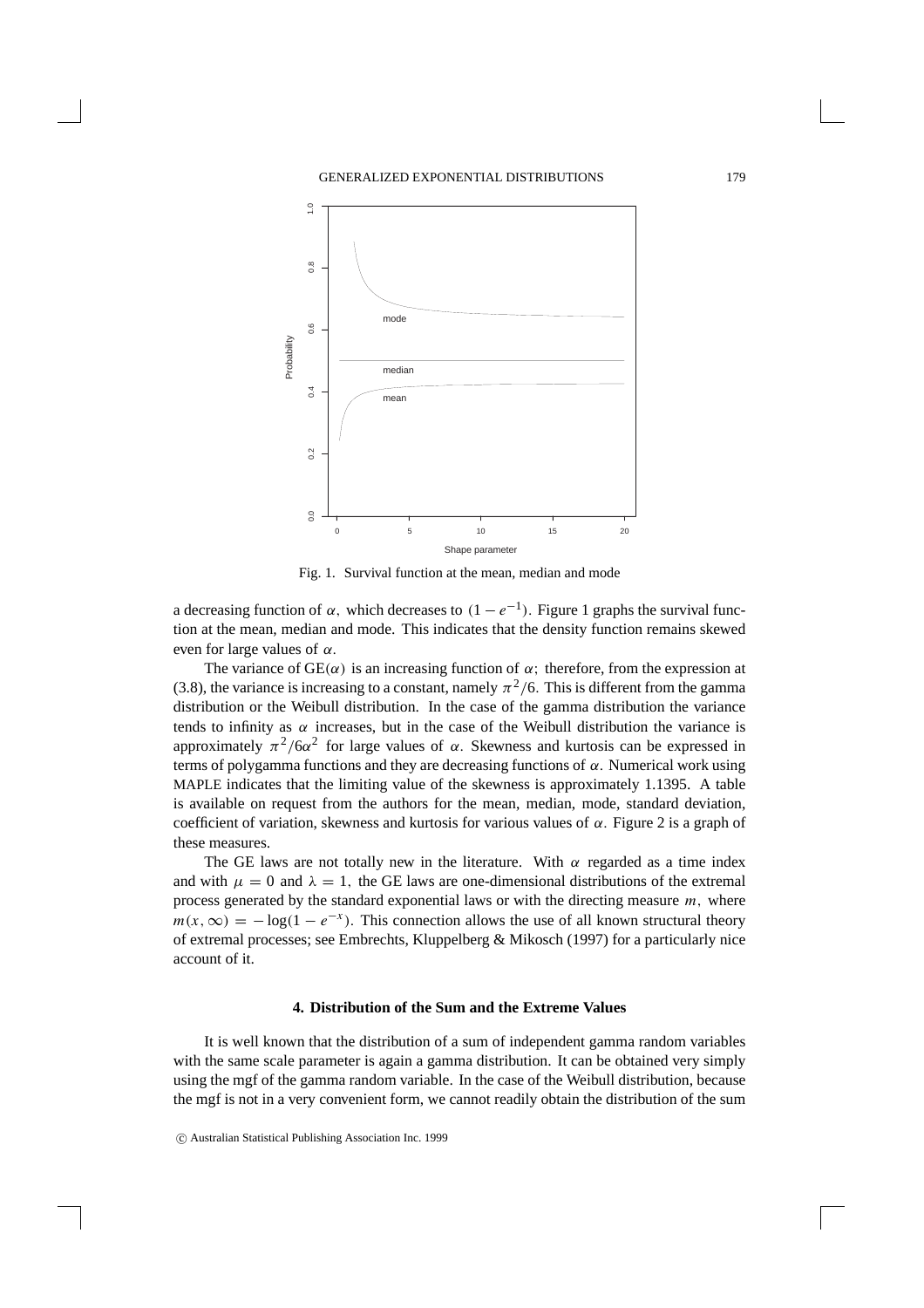Fig. 1. Survival function at the mean, median and mode

a decreasing function of $\alpha$, which decreases to $(1 - e^{-1})$. Figure 1 graphs the survival function at the mean, median and mode. This indicates that the density function remains skewed even for large values of $\alpha$.

The variance of $\mathrm{GE}(\alpha)$ is an increasing function of $\alpha$; therefore, from the expression at (3.8), the variance is increasing to a constant, namely $\pi^2/6$. This is different from the gamma distribution or the Weibull distribution. In the case of the gamma distribution the variance tends to infinity as $\alpha$ increases, but in the case of the Weibull distribution the variance is approximately $\pi^2/6\alpha^2$ for large values of $\alpha$. Skewness and kurtosis can be expressed in terms of polygamma functions and they are decreasing functions of $\alpha$. Numerical work using MAPLE indicates that the limiting value of the skewness is approximately 1.1395. A table is available on request from the authors for the mean, median, mode, standard deviation, coefficient of variation, skewness and kurtosis for various values of $\alpha$. Figure 2 is a graph of these measures.

The GE laws are not totally new in the literature. With $\alpha$ regarded as a time index and with $\mu = 0$ and $\lambda = 1$, the GE laws are one-dimensional distributions of the extremal process generated by the standard exponential laws or with the directing measure $m$, where $m(x, \infty) = -\log(1 - e^{-x})$. This connection allows the use of all known structural theory of extremal processes; see Embrechts, Kluppelberg & Mikosch (1997) for a particularly nice account of it.

## 4. Distribution of the Sum and the Extreme Values

It is well known that the distribution of a sum of independent gamma random variables with the same scale parameter is again a gamma distribution. It can be obtained very simply using the mgf of the gamma random variable. In the case of the Weibull distribution, because the mgf is not in a very convenient form, we cannot readily obtain the distribution of the sum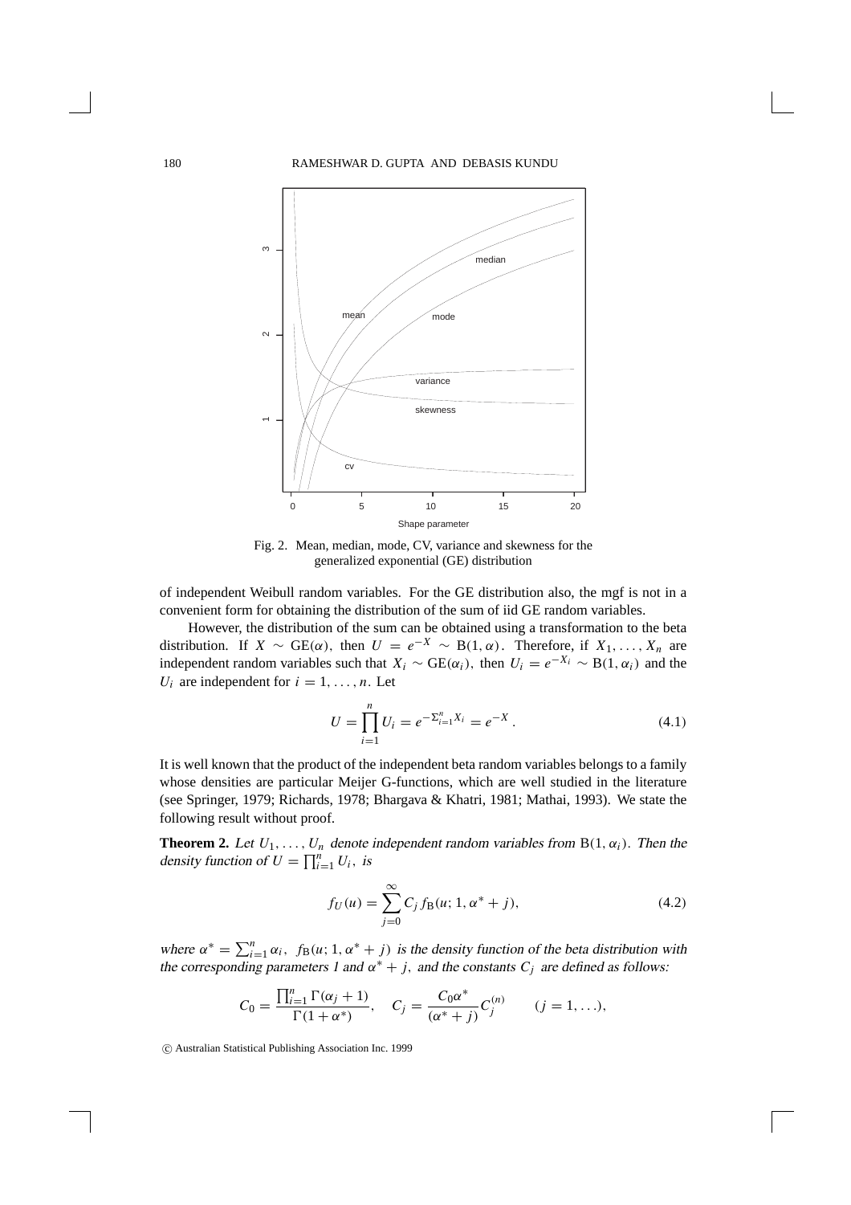Fig. 2. Mean, median, mode, CV, variance and skewness for the generalized exponential (GE) distribution

of independent Weibull random variables. For the GE distribution also, the mgf is not in a convenient form for obtaining the distribution of the sum of iid GE random variables.

However, the distribution of the sum can be obtained using a transformation to the beta distribution. If $X \sim \mathrm{GE}(\alpha)$, then $U = e^{-X} \sim \mathrm{B}(1, \alpha)$. Therefore, if $X_1, \ldots, X_n$ are independent random variables such that $X_i \sim \mathrm{GE}(\alpha_i)$, then $U_i = e^{-X_i} \sim \mathrm{B}(1, \alpha_i)$ and the $U_i$ are independent for $i = 1, \ldots, n$. Let

$$U = \prod_{i=1}^{n} U_i = e^{-\Sigma_{i=1}^{n} X_i} = e^{-X}\,. \tag{4.1}$$

It is well known that the product of the independent beta random variables belongs to a family whose densities are particular Meijer G-functions, which are well studied in the literature (see Springer, 1979; Richards, 1978; Bhargava & Khatri, 1981; Mathai, 1993). We state the following result without proof.

**Theorem 2.** *Let $U_1, \ldots, U_n$ denote independent random variables from $\mathrm{B}(1, \alpha_i)$. Then the density function of $U = \prod_{i=1}^{n} U_i$, is*

$$f_U(u) = \sum_{j=0}^{\infty} C_j \, f_{\mathrm{B}}(u; 1, \alpha^* + j), \tag{4.2}$$

*where $\alpha^* = \sum_{i=1}^{n} \alpha_i$, $f_{\mathrm{B}}(u; 1, \alpha^* + j)$ is the density function of the beta distribution with the corresponding parameters 1 and $\alpha^* + j$, and the constants $C_j$ are defined as follows:*

$$C_0 = \frac{\prod_{i=1}^{n} \Gamma(\alpha_j + 1)}{\Gamma(1 + \alpha^*)}, \quad C_j = \frac{C_0 \alpha^*}{(\alpha^* + j)} C_j^{(n)} \qquad (j = 1, \ldots),$$

© Australian Statistical Publishing Association Inc. 1999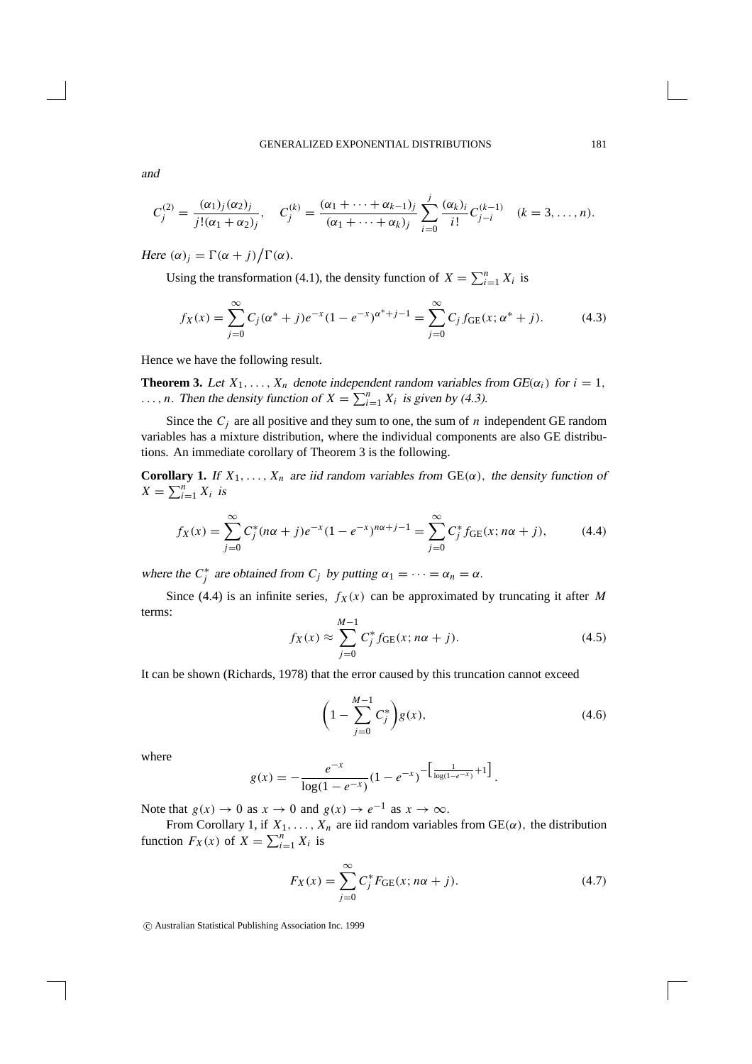and

$$C_j^{(2)} = \frac{(\alpha_1)_j(\alpha_2)_j}{j!(\alpha_1+\alpha_2)_j}, \quad C_j^{(k)} = \frac{(\alpha_1+\cdots+\alpha_{k-1})_j}{(\alpha_1+\cdots+\alpha_k)_j}\sum_{i=0}^{j}\frac{(\alpha_k)_i}{i!}C_{j-i}^{(k-1)} \quad (k=3,\ldots,n).$$

*Here* $(\alpha)_j = \Gamma(\alpha+j)\big/\Gamma(\alpha)$.

Using the transformation (4.1), the density function of $X = \sum_{i=1}^{n} X_i$ is

$$f_X(x) = \sum_{j=0}^{\infty} C_j(\alpha^*+j)e^{-x}(1-e^{-x})^{\alpha^*+j-1} = \sum_{j=0}^{\infty} C_j f_{\text{GE}}(x;\alpha^*+j). \tag{4.3}$$

Hence we have the following result.

**Theorem 3.** *Let* $X_1,\ldots,X_n$ *denote independent random variables from* $GE(\alpha_i)$ *for* $i=1,\ldots,n$. *Then the density function of* $X=\sum_{i=1}^{n}X_i$ *is given by (4.3).*

Since the $C_j$ are all positive and they sum to one, the sum of $n$ independent GE random variables has a mixture distribution, where the individual components are also GE distributions. An immediate corollary of Theorem 3 is the following.

**Corollary 1.** *If* $X_1,\ldots,X_n$ *are iid random variables from* $\text{GE}(\alpha)$, *the density function of* $X=\sum_{i=1}^{n}X_i$ *is*

$$f_X(x) = \sum_{j=0}^{\infty} C_j^*(n\alpha+j)e^{-x}(1-e^{-x})^{n\alpha+j-1} = \sum_{j=0}^{\infty} C_j^* f_{\text{GE}}(x;n\alpha+j), \tag{4.4}$$

*where the* $C_j^*$ *are obtained from* $C_j$ *by putting* $\alpha_1=\cdots=\alpha_n=\alpha$.

Since (4.4) is an infinite series, $f_X(x)$ can be approximated by truncating it after $M$ terms:

$$f_X(x) \approx \sum_{j=0}^{M-1} C_j^* f_{\text{GE}}(x;n\alpha+j). \tag{4.5}$$

It can be shown (Richards, 1978) that the error caused by this truncation cannot exceed

$$\left(1-\sum_{j=0}^{M-1}C_j^*\right)g(x), \tag{4.6}$$

where

$$g(x) = -\frac{e^{-x}}{\log(1-e^{-x})}(1-e^{-x})^{-\left[\frac{1}{\log(1-e^{-x})}+1\right]}.$$

Note that $g(x)\to 0$ as $x\to 0$ and $g(x)\to e^{-1}$ as $x\to\infty$.

From Corollary 1, if $X_1,\ldots,X_n$ are iid random variables from $\text{GE}(\alpha)$, the distribution function $F_X(x)$ of $X=\sum_{i=1}^{n}X_i$ is

$$F_X(x) = \sum_{j=0}^{\infty} C_j^* F_{\text{GE}}(x;n\alpha+j). \tag{4.7}$$

© Australian Statistical Publishing Association Inc. 1999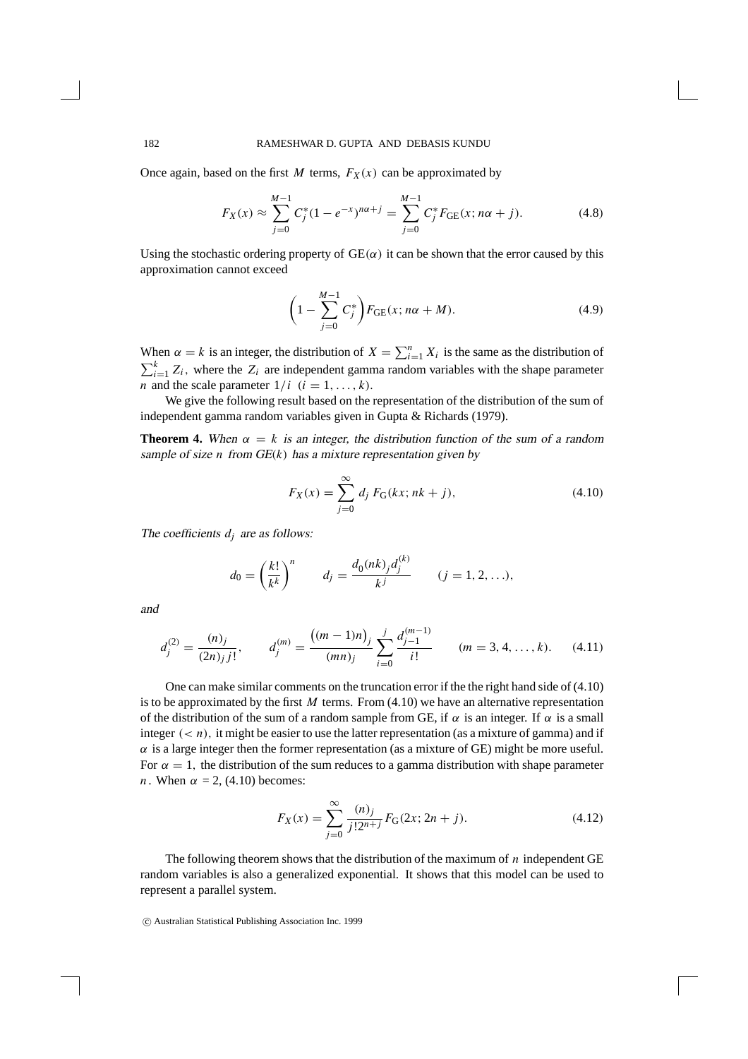Once again, based on the first $M$ terms, $F_X(x)$ can be approximated by

$$F_X(x) \approx \sum_{j=0}^{M-1} C_j^*(1-e^{-x})^{n\alpha+j} = \sum_{j=0}^{M-1} C_j^* F_{\text{GE}}(x; n\alpha + j). \tag{4.8}$$

Using the stochastic ordering property of $\text{GE}(\alpha)$ it can be shown that the error caused by this approximation cannot exceed

$$\left(1 - \sum_{j=0}^{M-1} C_j^*\right) F_{\text{GE}}(x; n\alpha + M). \tag{4.9}$$

When $\alpha = k$ is an integer, the distribution of $X = \sum_{i=1}^{n} X_i$ is the same as the distribution of $\sum_{i=1}^{k} Z_i$, where the $Z_i$ are independent gamma random variables with the shape parameter $n$ and the scale parameter $1/i$ $(i = 1, \ldots, k)$.

We give the following result based on the representation of the distribution of the sum of independent gamma random variables given in Gupta & Richards (1979).

**Theorem 4.** *When $\alpha = k$ is an integer, the distribution function of the sum of a random sample of size $n$ from GE$(k)$ has a mixture representation given by*

$$F_X(x) = \sum_{j=0}^{\infty} d_j \, F_{\text{G}}(kx; nk + j), \tag{4.10}$$

*The coefficients $d_j$ are as follows:*

$$d_0 = \left(\frac{k!}{k^k}\right)^n \qquad d_j = \frac{d_0 (nk)_j d_j^{(k)}}{k^j} \qquad (j = 1, 2, \ldots),$$

*and*

$$d_j^{(2)} = \frac{(n)_j}{(2n)_j \, j!}, \qquad d_j^{(m)} = \frac{\big((m-1)n\big)_j}{(mn)_j} \sum_{i=0}^{j} \frac{d_{j-1}^{(m-1)}}{i!} \qquad (m = 3, 4, \ldots, k). \tag{4.11}$$

One can make similar comments on the truncation error if the the right hand side of (4.10) is to be approximated by the first $M$ terms. From (4.10) we have an alternative representation of the distribution of the sum of a random sample from GE, if $\alpha$ is an integer. If $\alpha$ is a small integer $(< n)$, it might be easier to use the latter representation (as a mixture of gamma) and if $\alpha$ is a large integer then the former representation (as a mixture of GE) might be more useful. For $\alpha = 1$, the distribution of the sum reduces to a gamma distribution with shape parameter $n$. When $\alpha = 2$, (4.10) becomes:

$$F_X(x) = \sum_{j=0}^{\infty} \frac{(n)_j}{j! 2^{n+j}} F_{\text{G}}(2x; 2n + j). \tag{4.12}$$

The following theorem shows that the distribution of the maximum of $n$ independent GE random variables is also a generalized exponential. It shows that this model can be used to represent a parallel system.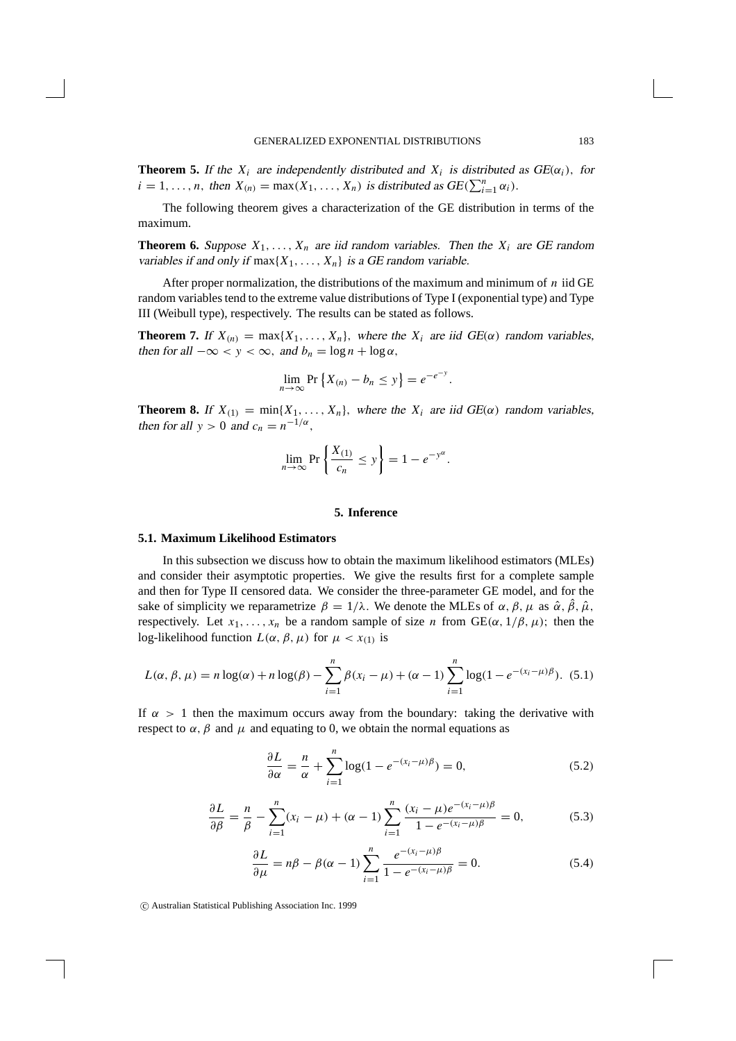**Theorem 5.** *If the $X_i$ are independently distributed and $X_i$ is distributed as $GE(\alpha_i)$, for $i = 1, \ldots, n$, then $X_{(n)} = \max(X_1, \ldots, X_n)$ is distributed as $GE(\sum_{i=1}^{n} \alpha_i)$.*

The following theorem gives a characterization of the GE distribution in terms of the maximum.

**Theorem 6.** *Suppose $X_1, \ldots, X_n$ are iid random variables. Then the $X_i$ are GE random variables if and only if $\max\{X_1, \ldots, X_n\}$ is a GE random variable.*

After proper normalization, the distributions of the maximum and minimum of $n$ iid GE random variables tend to the extreme value distributions of Type I (exponential type) and Type III (Weibull type), respectively. The results can be stated as follows.

**Theorem 7.** *If $X_{(n)} = \max\{X_1, \ldots, X_n\}$, where the $X_i$ are iid $GE(\alpha)$ random variables, then for all $-\infty < y < \infty$, and $b_n = \log n + \log \alpha$,*

$$\lim_{n \to \infty} \Pr\left\{X_{(n)} - b_n \leq y\right\} = e^{-e^{-y}}.$$

**Theorem 8.** *If $X_{(1)} = \min\{X_1, \ldots, X_n\}$, where the $X_i$ are iid $GE(\alpha)$ random variables, then for all $y > 0$ and $c_n = n^{-1/\alpha}$,*

$$\lim_{n \to \infty} \Pr\left\{\frac{X_{(1)}}{c_n} \leq y\right\} = 1 - e^{-y^{\alpha}}.$$

## 5. Inference

### 5.1. Maximum Likelihood Estimators

In this subsection we discuss how to obtain the maximum likelihood estimators (MLEs) and consider their asymptotic properties. We give the results first for a complete sample and then for Type II censored data. We consider the three-parameter GE model, and for the sake of simplicity we reparametrize $\beta = 1/\lambda$. We denote the MLEs of $\alpha, \beta, \mu$ as $\hat{\alpha}, \hat{\beta}, \hat{\mu}$, respectively. Let $x_1, \ldots, x_n$ be a random sample of size $n$ from $\text{GE}(\alpha, 1/\beta, \mu)$; then the log-likelihood function $L(\alpha, \beta, \mu)$ for $\mu < x_{(1)}$ is

$$L(\alpha, \beta, \mu) = n \log(\alpha) + n \log(\beta) - \sum_{i=1}^{n} \beta(x_i - \mu) + (\alpha - 1) \sum_{i=1}^{n} \log(1 - e^{-(x_i - \mu)\beta}). \quad (5.1)$$

If $\alpha > 1$ then the maximum occurs away from the boundary: taking the derivative with respect to $\alpha$, $\beta$ and $\mu$ and equating to 0, we obtain the normal equations as

$$\frac{\partial L}{\partial \alpha} = \frac{n}{\alpha} + \sum_{i=1}^{n} \log(1 - e^{-(x_i - \mu)\beta}) = 0, \quad (5.2)$$

$$\frac{\partial L}{\partial \beta} = \frac{n}{\beta} - \sum_{i=1}^{n} (x_i - \mu) + (\alpha - 1) \sum_{i=1}^{n} \frac{(x_i - \mu) e^{-(x_i - \mu)\beta}}{1 - e^{-(x_i - \mu)\beta}} = 0, \quad (5.3)$$

$$\frac{\partial L}{\partial \mu} = n\beta - \beta(\alpha - 1) \sum_{i=1}^{n} \frac{e^{-(x_i - \mu)\beta}}{1 - e^{-(x_i - \mu)\beta}} = 0. \quad (5.4)$$

© Australian Statistical Publishing Association Inc. 1999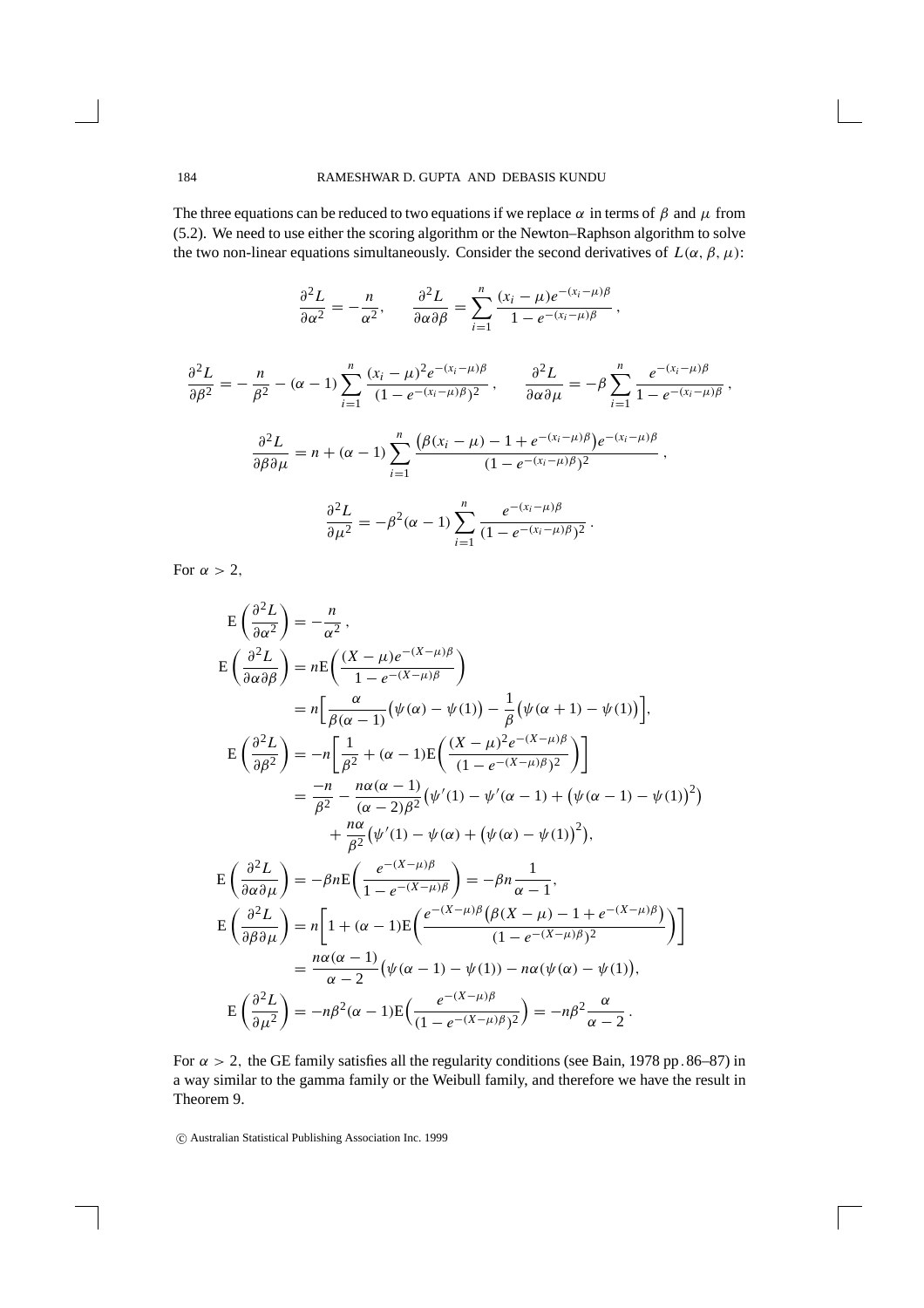The three equations can be reduced to two equations if we replace $\alpha$ in terms of $\beta$ and $\mu$ from (5.2). We need to use either the scoring algorithm or the Newton–Raphson algorithm to solve the two non-linear equations simultaneously. Consider the second derivatives of $L(\alpha, \beta, \mu)$:

$$\frac{\partial^2 L}{\partial \alpha^2} = -\frac{n}{\alpha^2}, \qquad \frac{\partial^2 L}{\partial \alpha \partial \beta} = \sum_{i=1}^{n} \frac{(x_i - \mu)e^{-(x_i-\mu)\beta}}{1 - e^{-(x_i-\mu)\beta}},$$

$$\frac{\partial^2 L}{\partial \beta^2} = -\frac{n}{\beta^2} - (\alpha - 1)\sum_{i=1}^{n} \frac{(x_i - \mu)^2 e^{-(x_i-\mu)\beta}}{(1 - e^{-(x_i-\mu)\beta})^2}, \qquad \frac{\partial^2 L}{\partial \alpha \partial \mu} = -\beta \sum_{i=1}^{n} \frac{e^{-(x_i-\mu)\beta}}{1 - e^{-(x_i-\mu)\beta}},$$

$$\frac{\partial^2 L}{\partial \beta \partial \mu} = n + (\alpha - 1)\sum_{i=1}^{n} \frac{\big(\beta(x_i - \mu) - 1 + e^{-(x_i-\mu)\beta}\big)e^{-(x_i-\mu)\beta}}{(1 - e^{-(x_i-\mu)\beta})^2},$$

$$\frac{\partial^2 L}{\partial \mu^2} = -\beta^2(\alpha - 1)\sum_{i=1}^{n} \frac{e^{-(x_i-\mu)\beta}}{(1 - e^{-(x_i-\mu)\beta})^2}.$$

For $\alpha > 2$,

$$\begin{aligned}
\mathrm{E}\left(\frac{\partial^2 L}{\partial \alpha^2}\right) &= -\frac{n}{\alpha^2}, \\
\mathrm{E}\left(\frac{\partial^2 L}{\partial \alpha \partial \beta}\right) &= n\mathrm{E}\left(\frac{(X - \mu)e^{-(X-\mu)\beta}}{1 - e^{-(X-\mu)\beta}}\right) \\
&= n\Big[\frac{\alpha}{\beta(\alpha - 1)}\big(\psi(\alpha) - \psi(1)\big) - \frac{1}{\beta}\big(\psi(\alpha + 1) - \psi(1)\big)\Big], \\
\mathrm{E}\left(\frac{\partial^2 L}{\partial \beta^2}\right) &= -n\bigg[\frac{1}{\beta^2} + (\alpha - 1)\mathrm{E}\Big(\frac{(X - \mu)^2 e^{-(X-\mu)\beta}}{(1 - e^{-(X-\mu)\beta})^2}\Big)\bigg] \\
&= \frac{-n}{\beta^2} - \frac{n\alpha(\alpha - 1)}{(\alpha - 2)\beta^2}\big(\psi'(1) - \psi'(\alpha - 1) + \big(\psi(\alpha - 1) - \psi(1)\big)^2\big) \\
&\qquad + \frac{n\alpha}{\beta^2}\big(\psi'(1) - \psi(\alpha) + \big(\psi(\alpha) - \psi(1)\big)^2\big), \\
\mathrm{E}\left(\frac{\partial^2 L}{\partial \alpha \partial \mu}\right) &= -\beta n\mathrm{E}\Big(\frac{e^{-(X-\mu)\beta}}{1 - e^{-(X-\mu)\beta}}\Big) = -\beta n\frac{1}{\alpha - 1}, \\
\mathrm{E}\left(\frac{\partial^2 L}{\partial \beta \partial \mu}\right) &= n\bigg[1 + (\alpha - 1)\mathrm{E}\Big(\frac{e^{-(X-\mu)\beta}\big(\beta(X - \mu) - 1 + e^{-(X-\mu)\beta}\big)}{(1 - e^{-(X-\mu)\beta})^2}\Big)\bigg] \\
&= \frac{n\alpha(\alpha - 1)}{\alpha - 2}\big(\psi(\alpha - 1) - \psi(1)\big) - n\alpha(\psi(\alpha) - \psi(1)), \\
\mathrm{E}\left(\frac{\partial^2 L}{\partial \mu^2}\right) &= -n\beta^2(\alpha - 1)\mathrm{E}\Big(\frac{e^{-(X-\mu)\beta}}{(1 - e^{-(X-\mu)\beta})^2}\Big) = -n\beta^2\frac{\alpha}{\alpha - 2}.
\end{aligned}$$

For $\alpha > 2$, the GE family satisfies all the regularity conditions (see Bain, 1978 pp. 86–87) in a way similar to the gamma family or the Weibull family, and therefore we have the result in Theorem 9.

© Australian Statistical Publishing Association Inc. 1999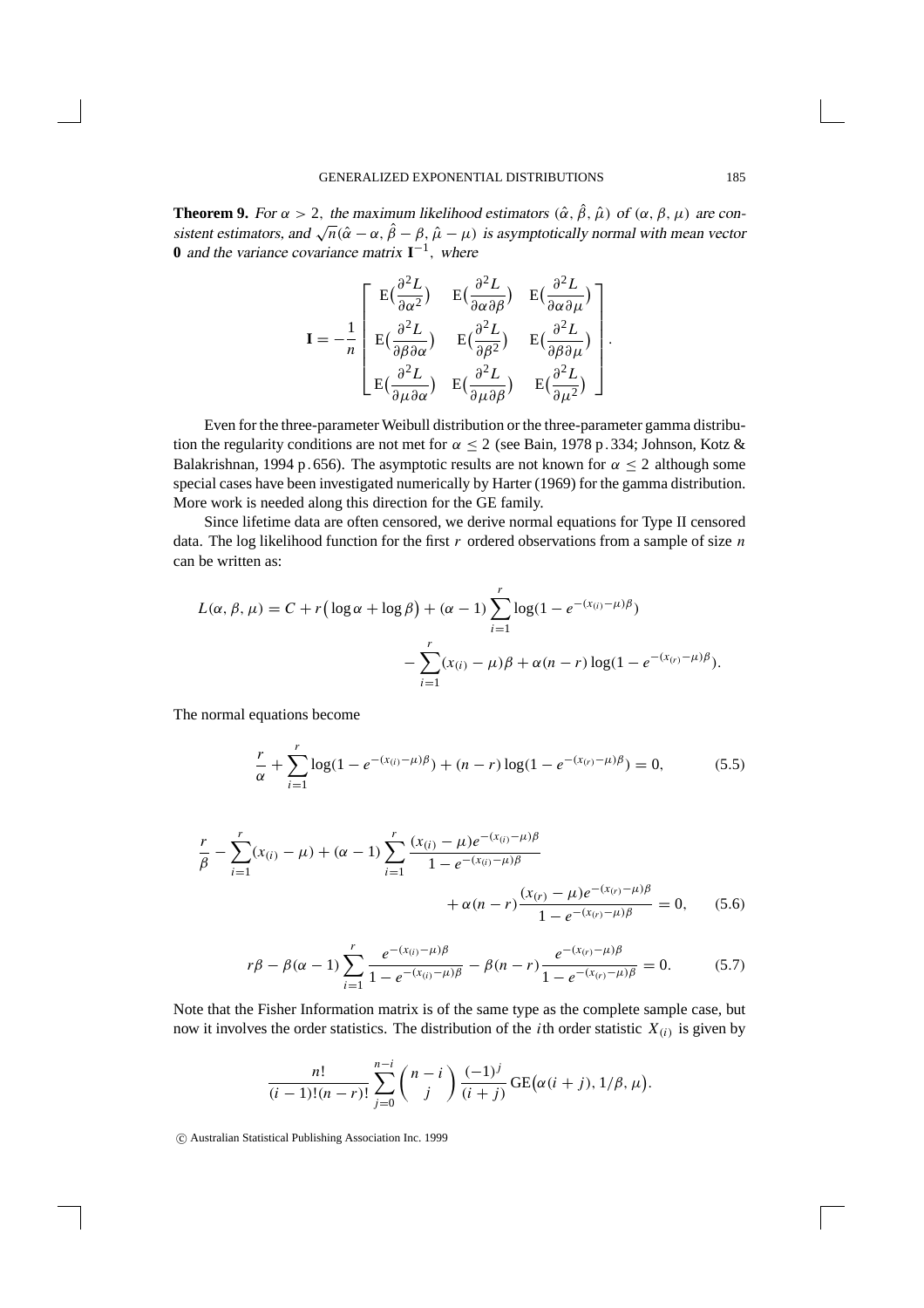**Theorem 9.** *For $\alpha > 2$, the maximum likelihood estimators $(\hat{\alpha}, \hat{\beta}, \hat{\mu})$ of $(\alpha, \beta, \mu)$ are consistent estimators, and $\sqrt{n}(\hat{\alpha} - \alpha, \hat{\beta} - \beta, \hat{\mu} - \mu)$ is asymptotically normal with mean vector* $\mathbf{0}$ *and the variance covariance matrix* $\mathbf{I}^{-1}$, *where*

$$
\mathbf{I} = -\frac{1}{n} \begin{bmatrix} \mathrm{E}\big(\frac{\partial^2 L}{\partial \alpha^2}\big) & \mathrm{E}\big(\frac{\partial^2 L}{\partial \alpha \partial \beta}\big) & \mathrm{E}\big(\frac{\partial^2 L}{\partial \alpha \partial \mu}\big) \\ \mathrm{E}\big(\frac{\partial^2 L}{\partial \beta \partial \alpha}\big) & \mathrm{E}\big(\frac{\partial^2 L}{\partial \beta^2}\big) & \mathrm{E}\big(\frac{\partial^2 L}{\partial \beta \partial \mu}\big) \\ \mathrm{E}\big(\frac{\partial^2 L}{\partial \mu \partial \alpha}\big) & \mathrm{E}\big(\frac{\partial^2 L}{\partial \mu \partial \beta}\big) & \mathrm{E}\big(\frac{\partial^2 L}{\partial \mu^2}\big) \end{bmatrix}.
$$

Even for the three-parameter Weibull distribution or the three-parameter gamma distribution the regularity conditions are not met for $\alpha \leq 2$ (see Bain, 1978 p. 334; Johnson, Kotz & Balakrishnan, 1994 p. 656). The asymptotic results are not known for $\alpha \leq 2$ although some special cases have been investigated numerically by Harter (1969) for the gamma distribution. More work is needed along this direction for the GE family.

Since lifetime data are often censored, we derive normal equations for Type II censored data. The log likelihood function for the first $r$ ordered observations from a sample of size $n$ can be written as:

$$
\begin{aligned}
L(\alpha, \beta, \mu) = C + r\big(\log \alpha + \log \beta\big) &+ (\alpha - 1) \sum_{i=1}^{r} \log(1 - e^{-(x_{(i)} - \mu)\beta}) \\
&- \sum_{i=1}^{r} (x_{(i)} - \mu)\beta + \alpha(n - r) \log(1 - e^{-(x_{(r)} - \mu)\beta}).
\end{aligned}
$$

The normal equations become

$$
\frac{r}{\alpha} + \sum_{i=1}^{r} \log(1 - e^{-(x_{(i)} - \mu)\beta}) + (n - r) \log(1 - e^{-(x_{(r)} - \mu)\beta}) = 0, \tag{5.5}
$$

$$
\begin{aligned}
\frac{r}{\beta} - \sum_{i=1}^{r} (x_{(i)} - \mu) + (\alpha - 1) \sum_{i=1}^{r} \frac{(x_{(i)} - \mu) e^{-(x_{(i)} - \mu)\beta}}{1 - e^{-(x_{(i)} - \mu)\beta}} & \\
+ \alpha(n - r) \frac{(x_{(r)} - \mu) e^{-(x_{(r)} - \mu)\beta}}{1 - e^{-(x_{(r)} - \mu)\beta}} &= 0,
\end{aligned} \tag{5.6}
$$

$$
r\beta - \beta(\alpha - 1) \sum_{i=1}^{r} \frac{e^{-(x_{(i)} - \mu)\beta}}{1 - e^{-(x_{(i)} - \mu)\beta}} - \beta(n - r) \frac{e^{-(x_{(r)} - \mu)\beta}}{1 - e^{-(x_{(r)} - \mu)\beta}} = 0. \tag{5.7}
$$

Note that the Fisher Information matrix is of the same type as the complete sample case, but now it involves the order statistics. The distribution of the $i$th order statistic $X_{(i)}$ is given by

$$
\frac{n!}{(i - 1)!(n - r)!} \sum_{j=0}^{n-i} \binom{n - i}{j} \frac{(-1)^j}{(i + j)} \, \mathrm{GE}\big(\alpha(i + j), 1/\beta, \mu\big).
$$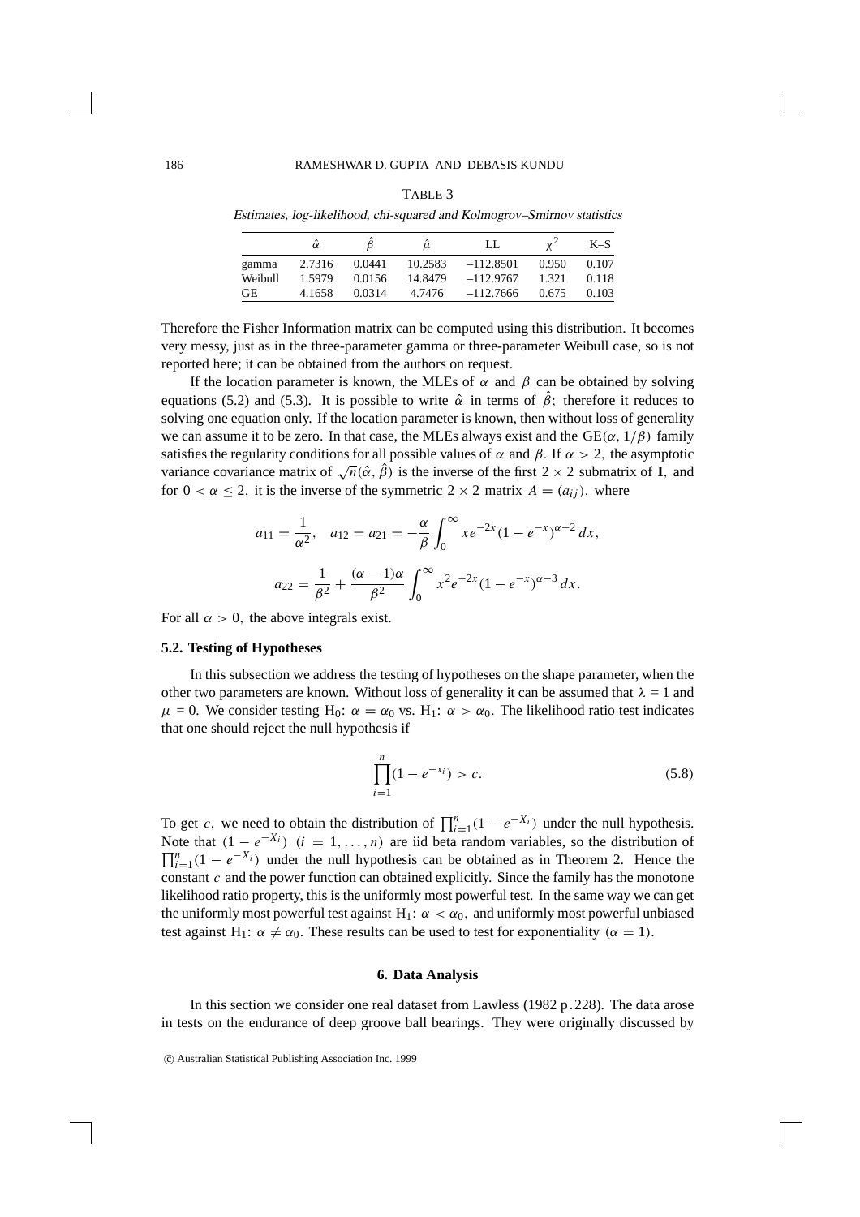TABLE 3

*Estimates, log-likelihood, chi-squared and Kolmogrov–Smirnov statistics*

| | $\hat{\alpha}$ | $\hat{\beta}$ | $\hat{\mu}$ | LL | $\chi^2$ | K–S |
|---|---|---|---|---|---|---|
| gamma | 2.7316 | 0.0441 | 10.2583 | –112.8501 | 0.950 | 0.107 |
| Weibull | 1.5979 | 0.0156 | 14.8479 | –112.9767 | 1.321 | 0.118 |
| GE | 4.1658 | 0.0314 | 4.7476 | –112.7666 | 0.675 | 0.103 |

Therefore the Fisher Information matrix can be computed using this distribution. It becomes very messy, just as in the three-parameter gamma or three-parameter Weibull case, so is not reported here; it can be obtained from the authors on request.

If the location parameter is known, the MLEs of $\alpha$ and $\beta$ can be obtained by solving equations (5.2) and (5.3). It is possible to write $\hat{\alpha}$ in terms of $\hat{\beta}$; therefore it reduces to solving one equation only. If the location parameter is known, then without loss of generality we can assume it to be zero. In that case, the MLEs always exist and the $\mathrm{GE}(\alpha, 1/\beta)$ family satisfies the regularity conditions for all possible values of $\alpha$ and $\beta$. If $\alpha > 2$, the asymptotic variance covariance matrix of $\sqrt{n}(\hat{\alpha}, \hat{\beta})$ is the inverse of the first $2 \times 2$ submatrix of $\mathbf{I}$, and for $0 < \alpha \leq 2$, it is the inverse of the symmetric $2 \times 2$ matrix $A = (a_{ij})$, where

$$a_{11} = \frac{1}{\alpha^2}, \quad a_{12} = a_{21} = -\frac{\alpha}{\beta} \int_0^{\infty} x e^{-2x} (1 - e^{-x})^{\alpha - 2} \, dx,$$

$$a_{22} = \frac{1}{\beta^2} + \frac{(\alpha - 1)\alpha}{\beta^2} \int_0^{\infty} x^2 e^{-2x} (1 - e^{-x})^{\alpha - 3} \, dx.$$

For all $\alpha > 0$, the above integrals exist.

### 5.2. Testing of Hypotheses

In this subsection we address the testing of hypotheses on the shape parameter, when the other two parameters are known. Without loss of generality it can be assumed that $\lambda = 1$ and $\mu = 0$. We consider testing $\mathrm{H}_0$: $\alpha = \alpha_0$ vs. $\mathrm{H}_1$: $\alpha > \alpha_0$. The likelihood ratio test indicates that one should reject the null hypothesis if

$$\prod_{i=1}^{n} (1 - e^{-x_i}) > c. \tag{5.8}$$

To get $c$, we need to obtain the distribution of $\prod_{i=1}^{n} (1 - e^{-X_i})$ under the null hypothesis. Note that $(1 - e^{-X_i})$ $(i = 1, \ldots, n)$ are iid beta random variables, so the distribution of $\prod_{i=1}^{n} (1 - e^{-X_i})$ under the null hypothesis can be obtained as in Theorem 2. Hence the constant $c$ and the power function can obtained explicitly. Since the family has the monotone likelihood ratio property, this is the uniformly most powerful test. In the same way we can get the uniformly most powerful test against $\mathrm{H}_1$: $\alpha < \alpha_0$, and uniformly most powerful unbiased test against $\mathrm{H}_1$: $\alpha \neq \alpha_0$. These results can be used to test for exponentiality $(\alpha = 1)$.

## 6. Data Analysis

In this section we consider one real dataset from Lawless (1982 p.228). The data arose in tests on the endurance of deep groove ball bearings. They were originally discussed by

© Australian Statistical Publishing Association Inc. 1999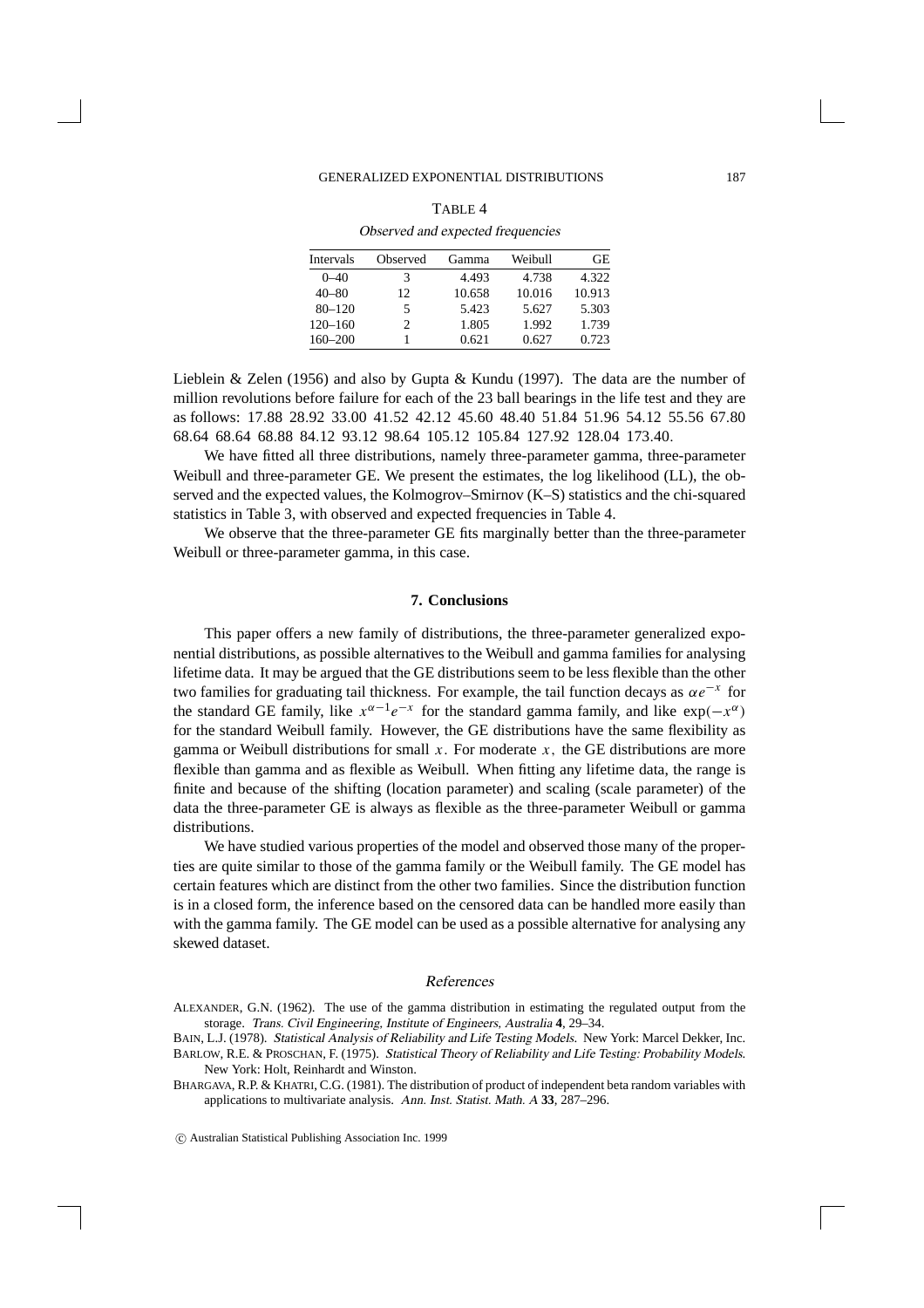TABLE 4

*Observed and expected frequencies*

| Intervals | Observed | Gamma | Weibull | GE |
|---|---|---|---|---|
| 0–40 | 3 | 4.493 | 4.738 | 4.322 |
| 40–80 | 12 | 10.658 | 10.016 | 10.913 |
| 80–120 | 5 | 5.423 | 5.627 | 5.303 |
| 120–160 | 2 | 1.805 | 1.992 | 1.739 |
| 160–200 | 1 | 0.621 | 0.627 | 0.723 |

Lieblein & Zelen (1956) and also by Gupta & Kundu (1997). The data are the number of million revolutions before failure for each of the 23 ball bearings in the life test and they are as follows: 17.88 28.92 33.00 41.52 42.12 45.60 48.40 51.84 51.96 54.12 55.56 67.80 68.64 68.64 68.88 84.12 93.12 98.64 105.12 105.84 127.92 128.04 173.40.

We have fitted all three distributions, namely three-parameter gamma, three-parameter Weibull and three-parameter GE. We present the estimates, the log likelihood (LL), the observed and the expected values, the Kolmogrov–Smirnov (K–S) statistics and the chi-squared statistics in Table 3, with observed and expected frequencies in Table 4.

We observe that the three-parameter GE fits marginally better than the three-parameter Weibull or three-parameter gamma, in this case.

## 7. Conclusions

This paper offers a new family of distributions, the three-parameter generalized exponential distributions, as possible alternatives to the Weibull and gamma families for analysing lifetime data. It may be argued that the GE distributions seem to be less flexible than the other two families for graduating tail thickness. For example, the tail function decays as $\alpha e^{-x}$ for the standard GE family, like $x^{\alpha-1}e^{-x}$ for the standard gamma family, and like $\exp(-x^{\alpha})$ for the standard Weibull family. However, the GE distributions have the same flexibility as gamma or Weibull distributions for small $x$. For moderate $x$, the GE distributions are more flexible than gamma and as flexible as Weibull. When fitting any lifetime data, the range is finite and because of the shifting (location parameter) and scaling (scale parameter) of the data the three-parameter GE is always as flexible as the three-parameter Weibull or gamma distributions.

We have studied various properties of the model and observed those many of the properties are quite similar to those of the gamma family or the Weibull family. The GE model has certain features which are distinct from the other two families. Since the distribution function is in a closed form, the inference based on the censored data can be handled more easily than with the gamma family. The GE model can be used as a possible alternative for analysing any skewed dataset.

## References

ALEXANDER, G.N. (1962). The use of the gamma distribution in estimating the regulated output from the storage. *Trans. Civil Engineering, Institute of Engineers, Australia* **4**, 29–34.

BAIN, L.J. (1978). *Statistical Analysis of Reliability and Life Testing Models*. New York: Marcel Dekker, Inc.

BARLOW, R.E. & PROSCHAN, F. (1975). *Statistical Theory of Reliability and Life Testing: Probability Models*. New York: Holt, Reinhardt and Winston.

BHARGAVA, R.P. & KHATRI, C.G. (1981). The distribution of product of independent beta random variables with applications to multivariate analysis. *Ann. Inst. Statist. Math. A* **33**, 287–296.

© Australian Statistical Publishing Association Inc. 1999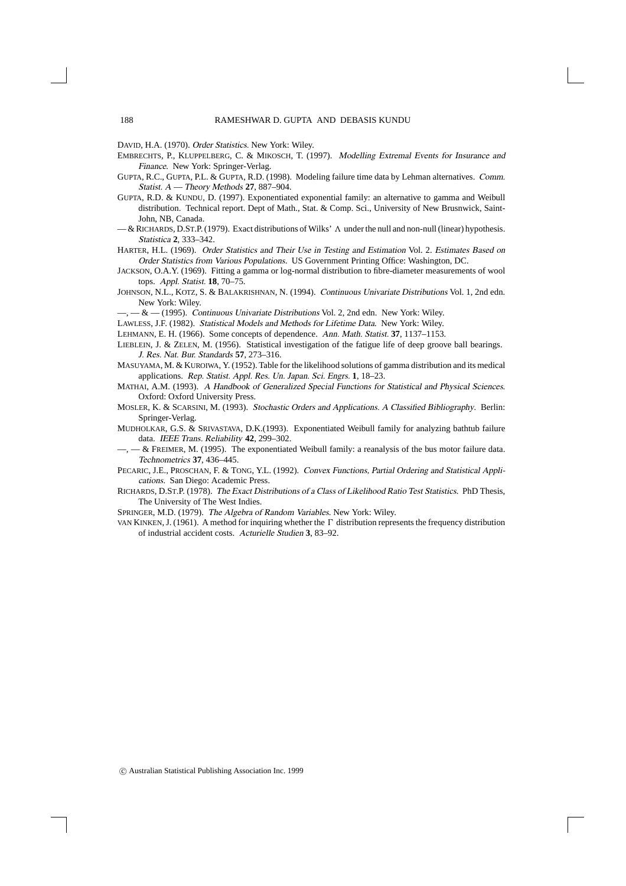DAVID, H.A. (1970). *Order Statistics*. New York: Wiley.

EMBRECHTS, P., KLUPPELBERG, C. & MIKOSCH, T. (1997). *Modelling Extremal Events for Insurance and Finance*. New York: Springer-Verlag.

GUPTA, R.C., GUPTA, P.L. & GUPTA, R.D. (1998). Modeling failure time data by Lehman alternatives. *Comm. Statist. A — Theory Methods* **27**, 887–904.

GUPTA, R.D. & KUNDU, D. (1997). Exponentiated exponential family: an alternative to gamma and Weibull distribution. Technical report. Dept of Math., Stat. & Comp. Sci., University of New Brusnwick, Saint-John, NB, Canada.

— & RICHARDS, D.ST.P. (1979). Exact distributions of Wilks' $\Lambda$ under the null and non-null (linear) hypothesis. *Statistica* **2**, 333–342.

HARTER, H.L. (1969). *Order Statistics and Their Use in Testing and Estimation* Vol. 2. *Estimates Based on Order Statistics from Various Populations*. US Government Printing Office: Washington, DC.

JACKSON, O.A.Y. (1969). Fitting a gamma or log-normal distribution to fibre-diameter measurements of wool tops. *Appl. Statist.* **18**, 70–75.

JOHNSON, N.L., KOTZ, S. & BALAKRISHNAN, N. (1994). *Continuous Univariate Distributions* Vol. 1, 2nd edn. New York: Wiley.

—, — & — (1995). *Continuous Univariate Distributions* Vol. 2, 2nd edn. New York: Wiley.

LAWLESS, J.F. (1982). *Statistical Models and Methods for Lifetime Data*. New York: Wiley.

LEHMANN, E. H. (1966). Some concepts of dependence. *Ann. Math. Statist.* **37**, 1137–1153.

LIEBLEIN, J. & ZELEN, M. (1956). Statistical investigation of the fatigue life of deep groove ball bearings. *J. Res. Nat. Bur. Standards* **57**, 273–316.

MASUYAMA, M. & KUROIWA, Y. (1952). Table for the likelihood solutions of gamma distribution and its medical applications. *Rep. Statist. Appl. Res. Un. Japan. Sci. Engrs.* **1**, 18–23.

MATHAI, A.M. (1993). *A Handbook of Generalized Special Functions for Statistical and Physical Sciences*. Oxford: Oxford University Press.

MOSLER, K. & SCARSINI, M. (1993). *Stochastic Orders and Applications. A Classified Bibliography*. Berlin: Springer-Verlag.

MUDHOLKAR, G.S. & SRIVASTAVA, D.K.(1993). Exponentiated Weibull family for analyzing bathtub failure data. *IEEE Trans. Reliability* **42**, 299–302.

—, — & FREIMER, M. (1995). The exponentiated Weibull family: a reanalysis of the bus motor failure data. *Technometrics* **37**, 436–445.

PECARIC, J.E., PROSCHAN, F. & TONG, Y.L. (1992). *Convex Functions, Partial Ordering and Statistical Applications*. San Diego: Academic Press.

RICHARDS, D.ST.P. (1978). *The Exact Distributions of a Class of Likelihood Ratio Test Statistics*. PhD Thesis, The University of The West Indies.

SPRINGER, M.D. (1979). *The Algebra of Random Variables*. New York: Wiley.

VAN KINKEN, J. (1961). A method for inquiring whether the $\Gamma$ distribution represents the frequency distribution of industrial accident costs. *Acturielle Studien* **3**, 83–92.

© Australian Statistical Publishing Association Inc. 1999